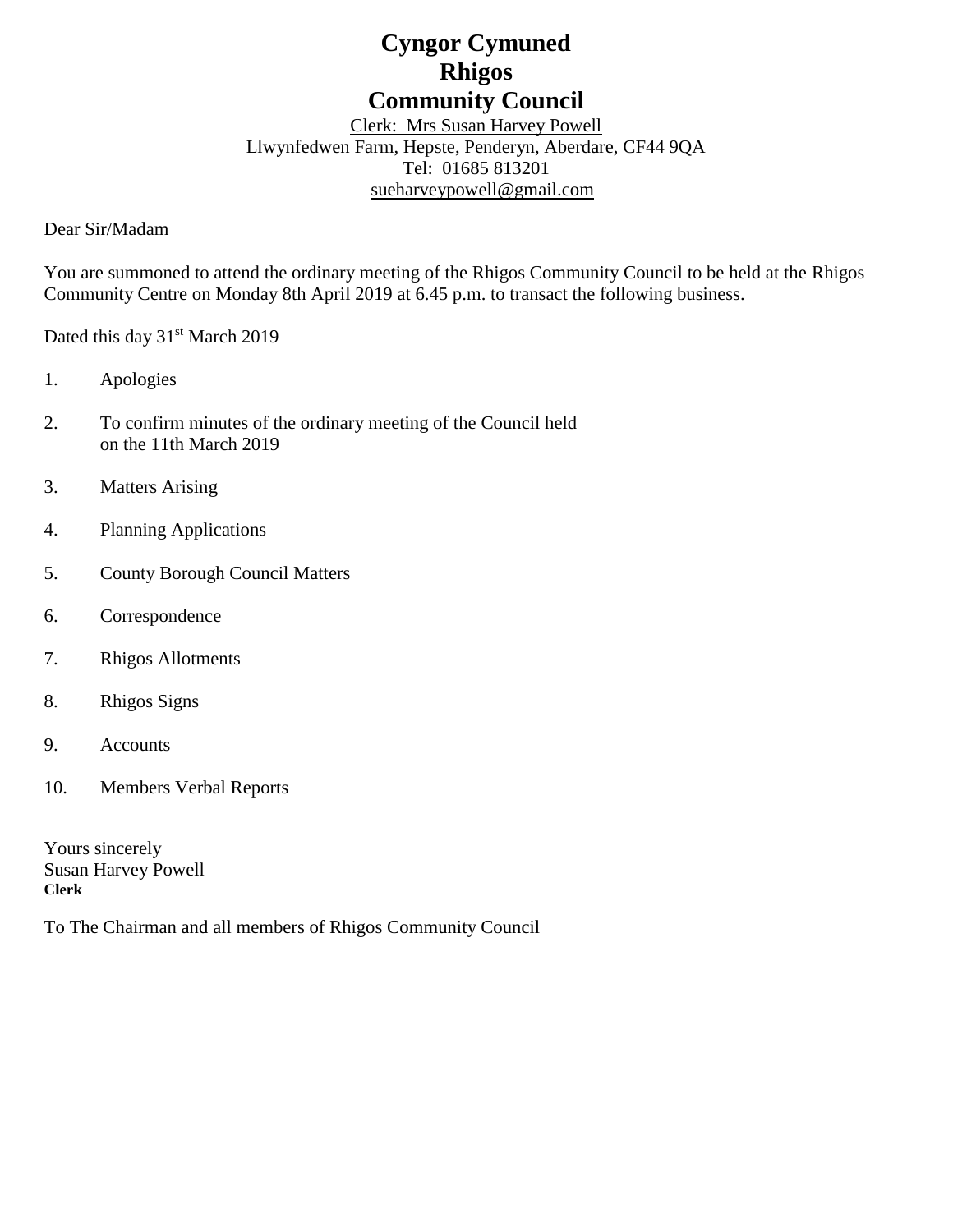# Cyngor Cymuned
# Rhigos
# Community Council

Clerk: Mrs Susan Harvey Powell
Llwynfedwen Farm, Hepste, Penderyn, Aberdare, CF44 9QA
Tel: 01685 813201
sueharveypowell@gmail.com

Dear Sir/Madam

You are summoned to attend the ordinary meeting of the Rhigos Community Council to be held at the Rhigos Community Centre on Monday 8th April 2019 at 6.45 p.m. to transact the following business.

Dated this day 31st March 2019

1. Apologies
2. To confirm minutes of the ordinary meeting of the Council held on the 11th March 2019
3. Matters Arising
4. Planning Applications
5. County Borough Council Matters
6. Correspondence
7. Rhigos Allotments
8. Rhigos Signs
9. Accounts
10. Members Verbal Reports

Yours sincerely
Susan Harvey Powell
**Clerk**

To The Chairman and all members of Rhigos Community Council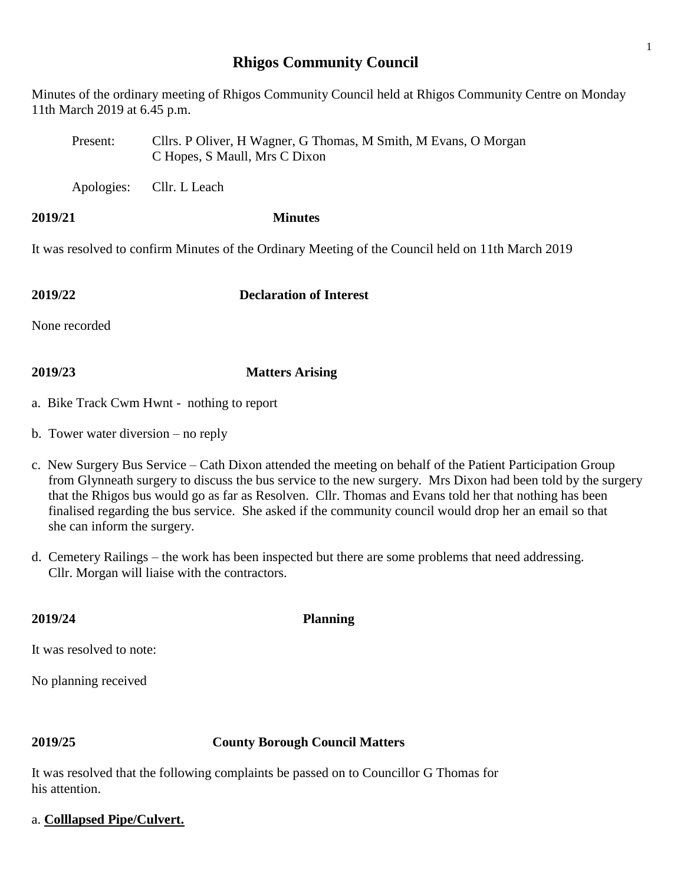# Rhigos Community Council

Minutes of the ordinary meeting of Rhigos Community Council held at Rhigos Community Centre on Monday 11th March 2019 at 6.45 p.m.

Present: Cllrs. P Oliver, H Wagner, G Thomas, M Smith, M Evans, O Morgan
C Hopes, S Maull, Mrs C Dixon

Apologies: Cllr. L Leach

**2019/21 Minutes**

It was resolved to confirm Minutes of the Ordinary Meeting of the Council held on 11th March 2019

**2019/22 Declaration of Interest**

None recorded

**2019/23 Matters Arising**

a. Bike Track Cwm Hwnt - nothing to report

b. Tower water diversion – no reply

c. New Surgery Bus Service – Cath Dixon attended the meeting on behalf of the Patient Participation Group from Glynneath surgery to discuss the bus service to the new surgery. Mrs Dixon had been told by the surgery that the Rhigos bus would go as far as Resolven. Cllr. Thomas and Evans told her that nothing has been finalised regarding the bus service. She asked if the community council would drop her an email so that she can inform the surgery.

d. Cemetery Railings – the work has been inspected but there are some problems that need addressing. Cllr. Morgan will liaise with the contractors.

**2019/24 Planning**

It was resolved to note:

No planning received

**2019/25 County Borough Council Matters**

It was resolved that the following complaints be passed on to Councillor G Thomas for his attention.

a. **<u>Colllapsed Pipe/Culvert.</u>**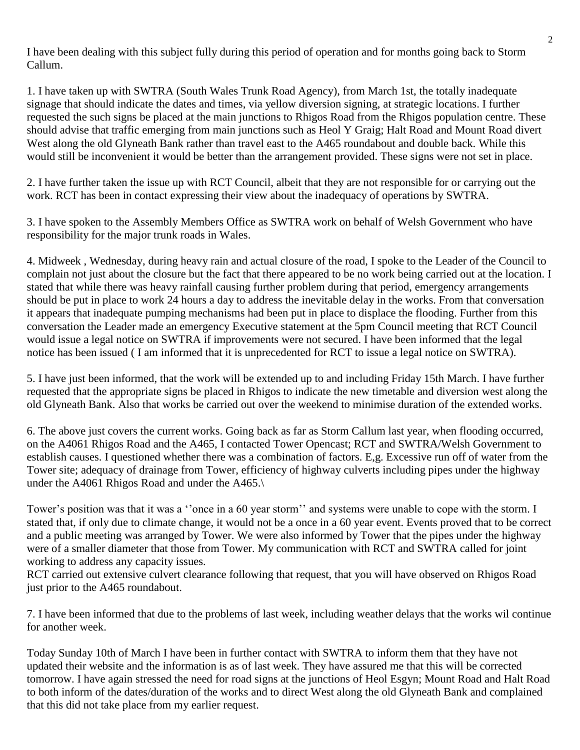I have been dealing with this subject fully during this period of operation and for months going back to Storm Callum.

1. I have taken up with SWTRA (South Wales Trunk Road Agency), from March 1st, the totally inadequate signage that should indicate the dates and times, via yellow diversion signing, at strategic locations. I further requested the such signs be placed at the main junctions to Rhigos Road from the Rhigos population centre. These should advise that traffic emerging from main junctions such as Heol Y Graig; Halt Road and Mount Road divert West along the old Glyneath Bank rather than travel east to the A465 roundabout and double back. While this would still be inconvenient it would be better than the arrangement provided. These signs were not set in place.

2. I have further taken the issue up with RCT Council, albeit that they are not responsible for or carrying out the work. RCT has been in contact expressing their view about the inadequacy of operations by SWTRA.

3. I have spoken to the Assembly Members Office as SWTRA work on behalf of Welsh Government who have responsibility for the major trunk roads in Wales.

4. Midweek , Wednesday, during heavy rain and actual closure of the road, I spoke to the Leader of the Council to complain not just about the closure but the fact that there appeared to be no work being carried out at the location. I stated that while there was heavy rainfall causing further problem during that period, emergency arrangements should be put in place to work 24 hours a day to address the inevitable delay in the works. From that conversation it appears that inadequate pumping mechanisms had been put in place to displace the flooding. Further from this conversation the Leader made an emergency Executive statement at the 5pm Council meeting that RCT Council would issue a legal notice on SWTRA if improvements were not secured. I have been informed that the legal notice has been issued ( I am informed that it is unprecedented for RCT to issue a legal notice on SWTRA).

5. I have just been informed, that the work will be extended up to and including Friday 15th March. I have further requested that the appropriate signs be placed in Rhigos to indicate the new timetable and diversion west along the old Glyneath Bank. Also that works be carried out over the weekend to minimise duration of the extended works.

6. The above just covers the current works. Going back as far as Storm Callum last year, when flooding occurred, on the A4061 Rhigos Road and the A465, I contacted Tower Opencast; RCT and SWTRA/Welsh Government to establish causes. I questioned whether there was a combination of factors. E,g. Excessive run off of water from the Tower site; adequacy of drainage from Tower, efficiency of highway culverts including pipes under the highway under the A4061 Rhigos Road and under the A465.\

Tower's position was that it was a ''once in a 60 year storm'' and systems were unable to cope with the storm. I stated that, if only due to climate change, it would not be a once in a 60 year event. Events proved that to be correct and a public meeting was arranged by Tower. We were also informed by Tower that the pipes under the highway were of a smaller diameter that those from Tower. My communication with RCT and SWTRA called for joint working to address any capacity issues.
RCT carried out extensive culvert clearance following that request, that you will have observed on Rhigos Road just prior to the A465 roundabout.

7. I have been informed that due to the problems of last week, including weather delays that the works wil continue for another week.

Today Sunday 10th of March I have been in further contact with SWTRA to inform them that they have not updated their website and the information is as of last week. They have assured me that this will be corrected tomorrow. I have again stressed the need for road signs at the junctions of Heol Esgyn; Mount Road and Halt Road to both inform of the dates/duration of the works and to direct West along the old Glyneath Bank and complained that this did not take place from my earlier request.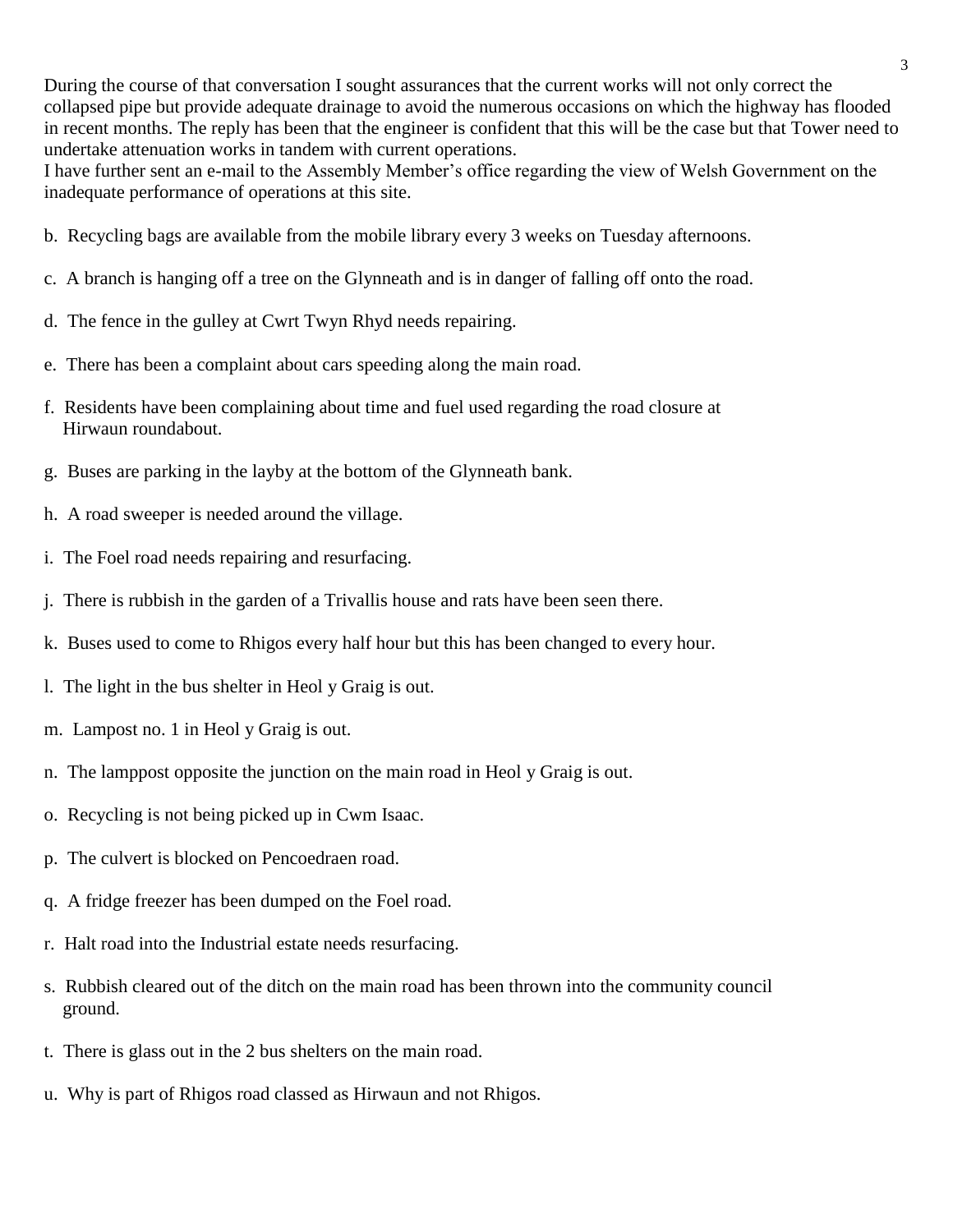During the course of that conversation I sought assurances that the current works will not only correct the collapsed pipe but provide adequate drainage to avoid the numerous occasions on which the highway has flooded in recent months. The reply has been that the engineer is confident that this will be the case but that Tower need to undertake attenuation works in tandem with current operations.
I have further sent an e-mail to the Assembly Member's office regarding the view of Welsh Government on the inadequate performance of operations at this site.

b. Recycling bags are available from the mobile library every 3 weeks on Tuesday afternoons.

c. A branch is hanging off a tree on the Glynneath and is in danger of falling off onto the road.

d. The fence in the gulley at Cwrt Twyn Rhyd needs repairing.

e. There has been a complaint about cars speeding along the main road.

f. Residents have been complaining about time and fuel used regarding the road closure at Hirwaun roundabout.

g. Buses are parking in the layby at the bottom of the Glynneath bank.

h. A road sweeper is needed around the village.

i. The Foel road needs repairing and resurfacing.

j. There is rubbish in the garden of a Trivallis house and rats have been seen there.

k. Buses used to come to Rhigos every half hour but this has been changed to every hour.

l. The light in the bus shelter in Heol y Graig is out.

m. Lampost no. 1 in Heol y Graig is out.

n. The lamppost opposite the junction on the main road in Heol y Graig is out.

o. Recycling is not being picked up in Cwm Isaac.

p. The culvert is blocked on Pencoedraen road.

q. A fridge freezer has been dumped on the Foel road.

r. Halt road into the Industrial estate needs resurfacing.

s. Rubbish cleared out of the ditch on the main road has been thrown into the community council ground.

t. There is glass out in the 2 bus shelters on the main road.

u. Why is part of Rhigos road classed as Hirwaun and not Rhigos.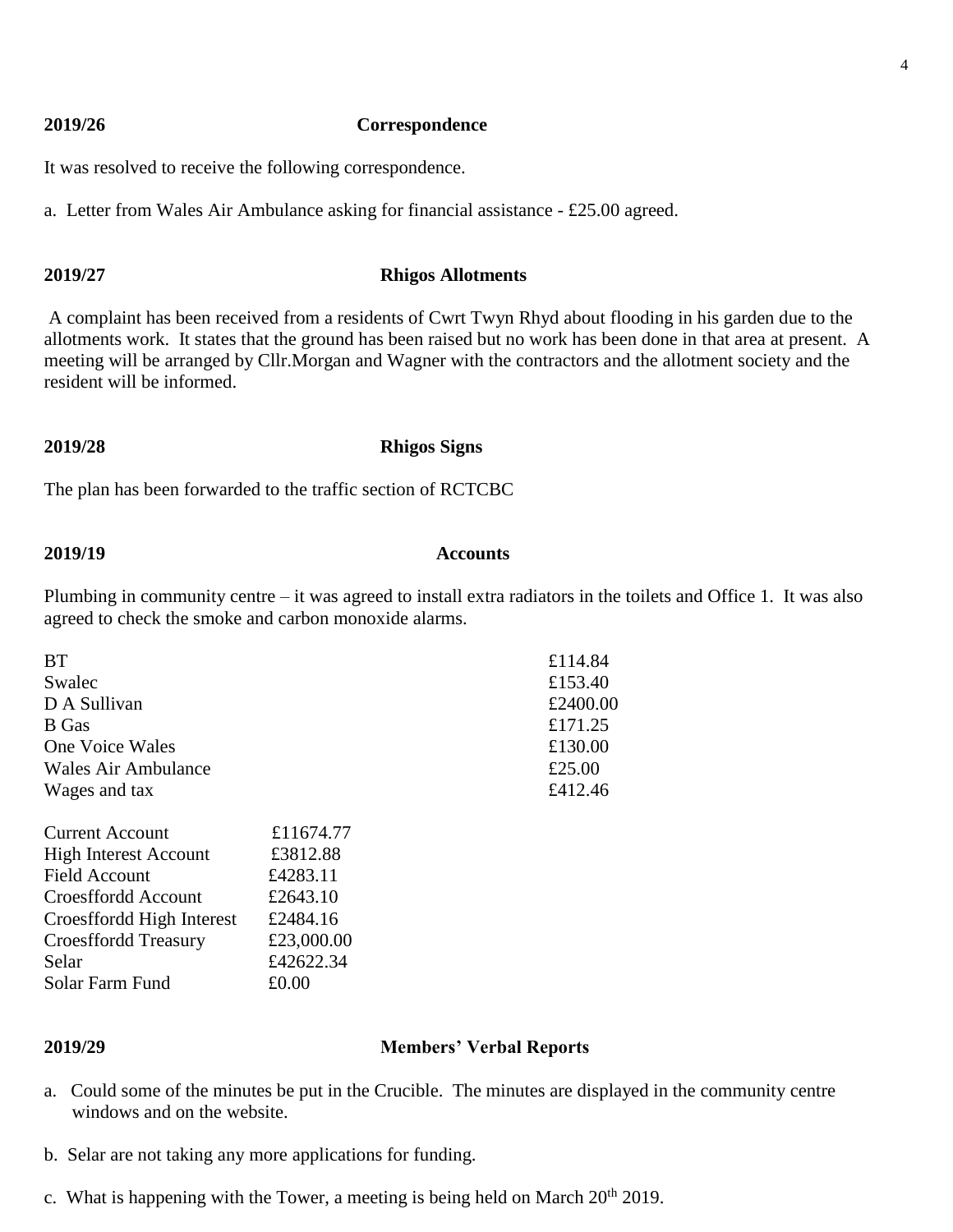**2019/26 Correspondence**

It was resolved to receive the following correspondence.

a. Letter from Wales Air Ambulance asking for financial assistance - £25.00 agreed.

**2019/27 Rhigos Allotments**

A complaint has been received from a residents of Cwrt Twyn Rhyd about flooding in his garden due to the allotments work. It states that the ground has been raised but no work has been done in that area at present. A meeting will be arranged by Cllr.Morgan and Wagner with the contractors and the allotment society and the resident will be informed.

**2019/28 Rhigos Signs**

The plan has been forwarded to the traffic section of RCTCBC

**2019/19 Accounts**

Plumbing in community centre – it was agreed to install extra radiators in the toilets and Office 1. It was also agreed to check the smoke and carbon monoxide alarms.

| | |
|---|---|
| BT | £114.84 |
| Swalec | £153.40 |
| D A Sullivan | £2400.00 |
| B Gas | £171.25 |
| One Voice Wales | £130.00 |
| Wales Air Ambulance | £25.00 |
| Wages and tax | £412.46 |

| | |
|---|---|
| Current Account | £11674.77 |
| High Interest Account | £3812.88 |
| Field Account | £4283.11 |
| Croesffordd Account | £2643.10 |
| Croesffordd High Interest | £2484.16 |
| Croesffordd Treasury | £23,000.00 |
| Selar | £42622.34 |
| Solar Farm Fund | £0.00 |

**2019/29 Members' Verbal Reports**

a. Could some of the minutes be put in the Crucible. The minutes are displayed in the community centre windows and on the website.

b. Selar are not taking any more applications for funding.

c. What is happening with the Tower, a meeting is being held on March 20th 2019.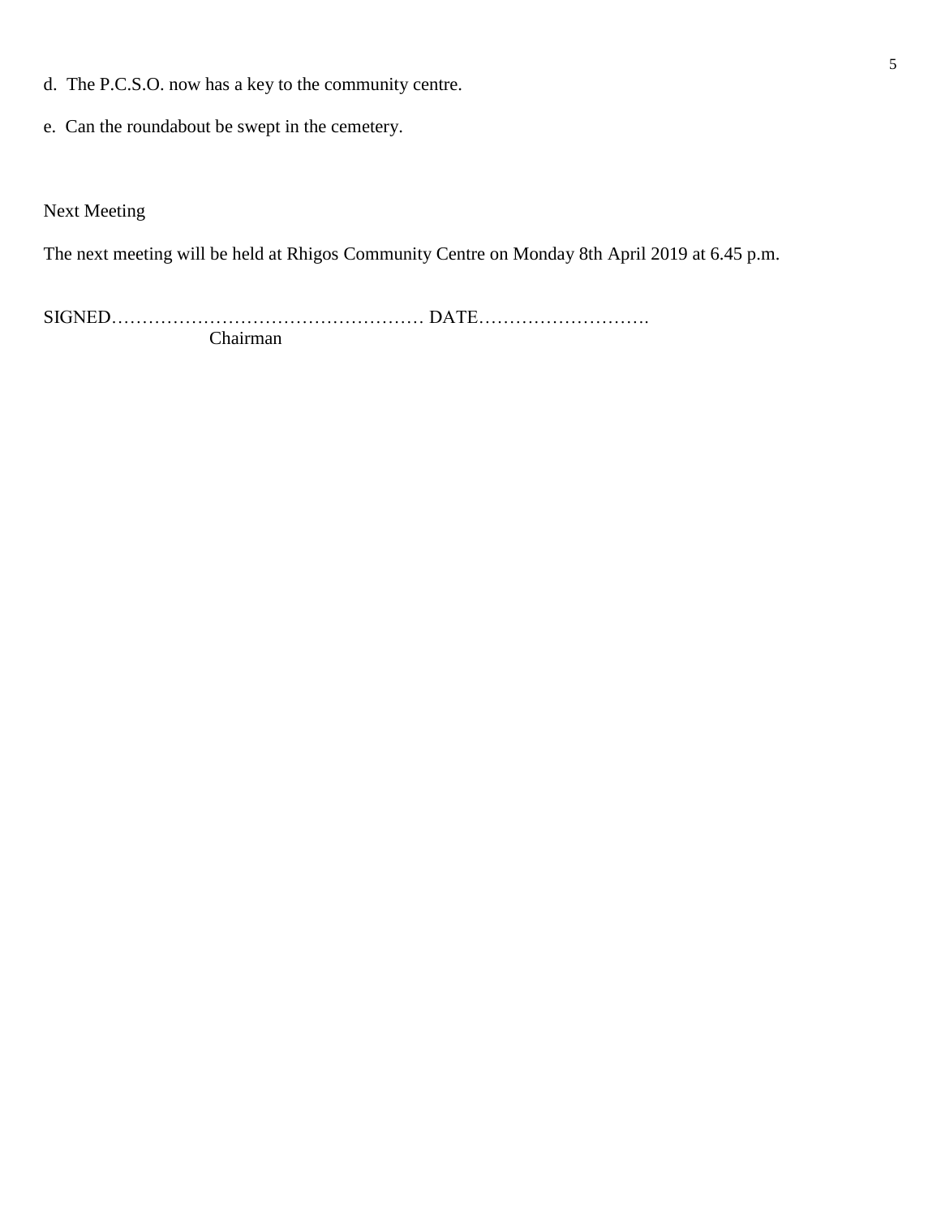d. The P.C.S.O. now has a key to the community centre.

e. Can the roundabout be swept in the cemetery.

Next Meeting

The next meeting will be held at Rhigos Community Centre on Monday 8th April 2019 at 6.45 p.m.

SIGNED…………………………………………… DATE……………………….
Chairman